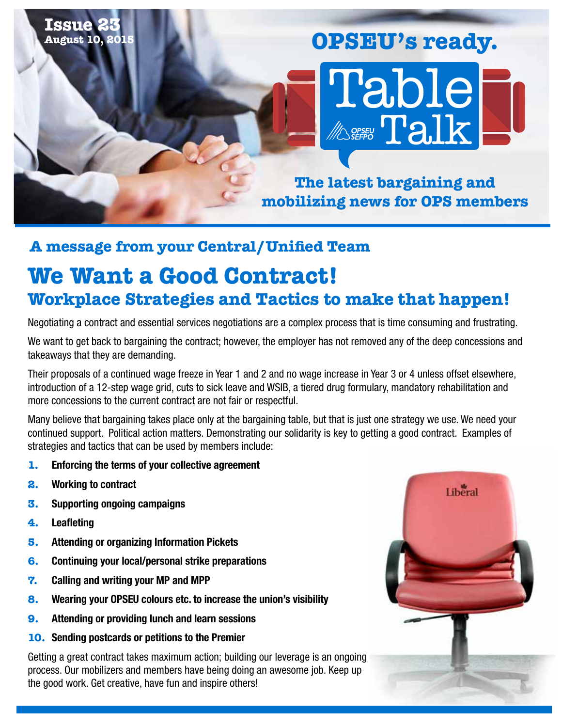Issue 23
August 10, 2015

# OPSEU's ready. Table Talk

The latest bargaining and mobilizing news for OPS members

### A message from your Central/Unified Team

## We Want a Good Contract!

### Workplace Strategies and Tactics to make that happen!

Negotiating a contract and essential services negotiations are a complex process that is time consuming and frustrating.

We want to get back to bargaining the contract; however, the employer has not removed any of the deep concessions and takeaways that they are demanding.

Their proposals of a continued wage freeze in Year 1 and 2 and no wage increase in Year 3 or 4 unless offset elsewhere, introduction of a 12-step wage grid, cuts to sick leave and WSIB, a tiered drug formulary, mandatory rehabilitation and more concessions to the current contract are not fair or respectful.

Many believe that bargaining takes place only at the bargaining table, but that is just one strategy we use. We need your continued support. Political action matters. Demonstrating our solidarity is key to getting a good contract. Examples of strategies and tactics that can be used by members include:

1. **Enforcing the terms of your collective agreement**
2. **Working to contract**
3. **Supporting ongoing campaigns**
4. **Leafleting**
5. **Attending or organizing Information Pickets**
6. **Continuing your local/personal strike preparations**
7. **Calling and writing your MP and MPP**
8. **Wearing your OPSEU colours etc. to increase the union's visibility**
9. **Attending or providing lunch and learn sessions**
10. **Sending postcards or petitions to the Premier**

Getting a great contract takes maximum action; building our leverage is an ongoing process. Our mobilizers and members have being doing an awesome job. Keep up the good work. Get creative, have fun and inspire others!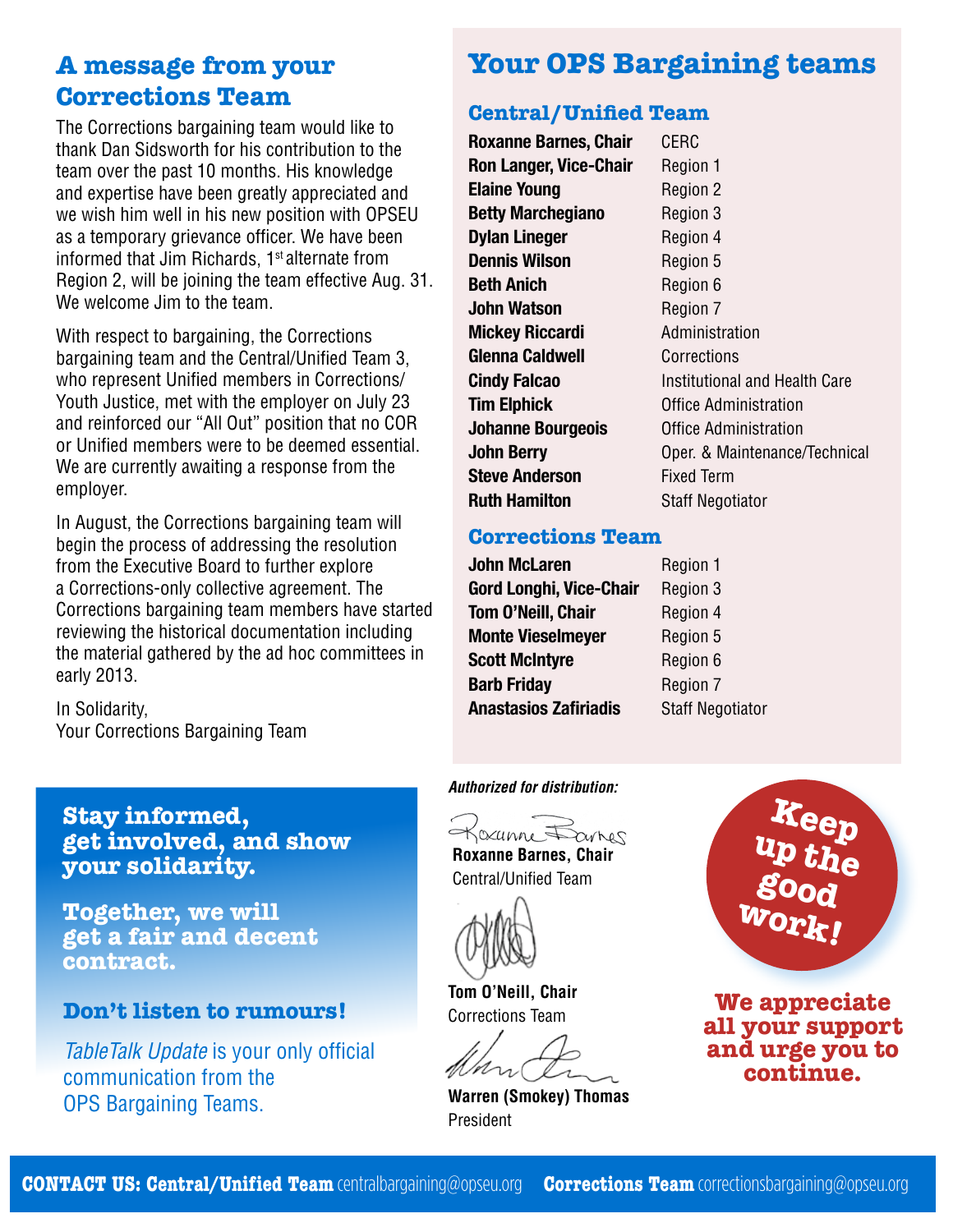## A message from your Corrections Team

The Corrections bargaining team would like to thank Dan Sidsworth for his contribution to the team over the past 10 months. His knowledge and expertise have been greatly appreciated and we wish him well in his new position with OPSEU as a temporary grievance officer. We have been informed that Jim Richards, 1st alternate from Region 2, will be joining the team effective Aug. 31. We welcome Jim to the team.

With respect to bargaining, the Corrections bargaining team and the Central/Unified Team 3, who represent Unified members in Corrections/Youth Justice, met with the employer on July 23 and reinforced our "All Out" position that no COR or Unified members were to be deemed essential. We are currently awaiting a response from the employer.

In August, the Corrections bargaining team will begin the process of addressing the resolution from the Executive Board to further explore a Corrections-only collective agreement. The Corrections bargaining team members have started reviewing the historical documentation including the material gathered by the ad hoc committees in early 2013.

In Solidarity,
Your Corrections Bargaining Team

## Your OPS Bargaining teams

### Central/Unified Team

| | |
|---|---|
| **Roxanne Barnes, Chair** | CERC |
| **Ron Langer, Vice-Chair** | Region 1 |
| **Elaine Young** | Region 2 |
| **Betty Marchegiano** | Region 3 |
| **Dylan Lineger** | Region 4 |
| **Dennis Wilson** | Region 5 |
| **Beth Anich** | Region 6 |
| **John Watson** | Region 7 |
| **Mickey Riccardi** | Administration |
| **Glenna Caldwell** | Corrections |
| **Cindy Falcao** | Institutional and Health Care |
| **Tim Elphick** | Office Administration |
| **Johanne Bourgeois** | Office Administration |
| **John Berry** | Oper. & Maintenance/Technical |
| **Steve Anderson** | Fixed Term |
| **Ruth Hamilton** | Staff Negotiator |

### Corrections Team

| | |
|---|---|
| **John McLaren** | Region 1 |
| **Gord Longhi, Vice-Chair** | Region 3 |
| **Tom O'Neill, Chair** | Region 4 |
| **Monte Vieselmeyer** | Region 5 |
| **Scott McIntyre** | Region 6 |
| **Barb Friday** | Region 7 |
| **Anastasios Zafiriadis** | Staff Negotiator |

**Stay informed, get involved, and show your solidarity.**

**Together, we will get a fair and decent contract.**

**Don't listen to rumours!**

*TableTalk Update* is your only official communication from the OPS Bargaining Teams.

***Authorized for distribution:***

**Roxanne Barnes, Chair**
Central/Unified Team

**Tom O'Neill, Chair**
Corrections Team

**Warren (Smokey) Thomas**
President

**Keep up the good work!**

**We appreciate all your support and urge you to continue.**

**CONTACT US: Central/Unified Team** centralbargaining@opseu.org **Corrections Team** correctionsbargaining@opseu.org